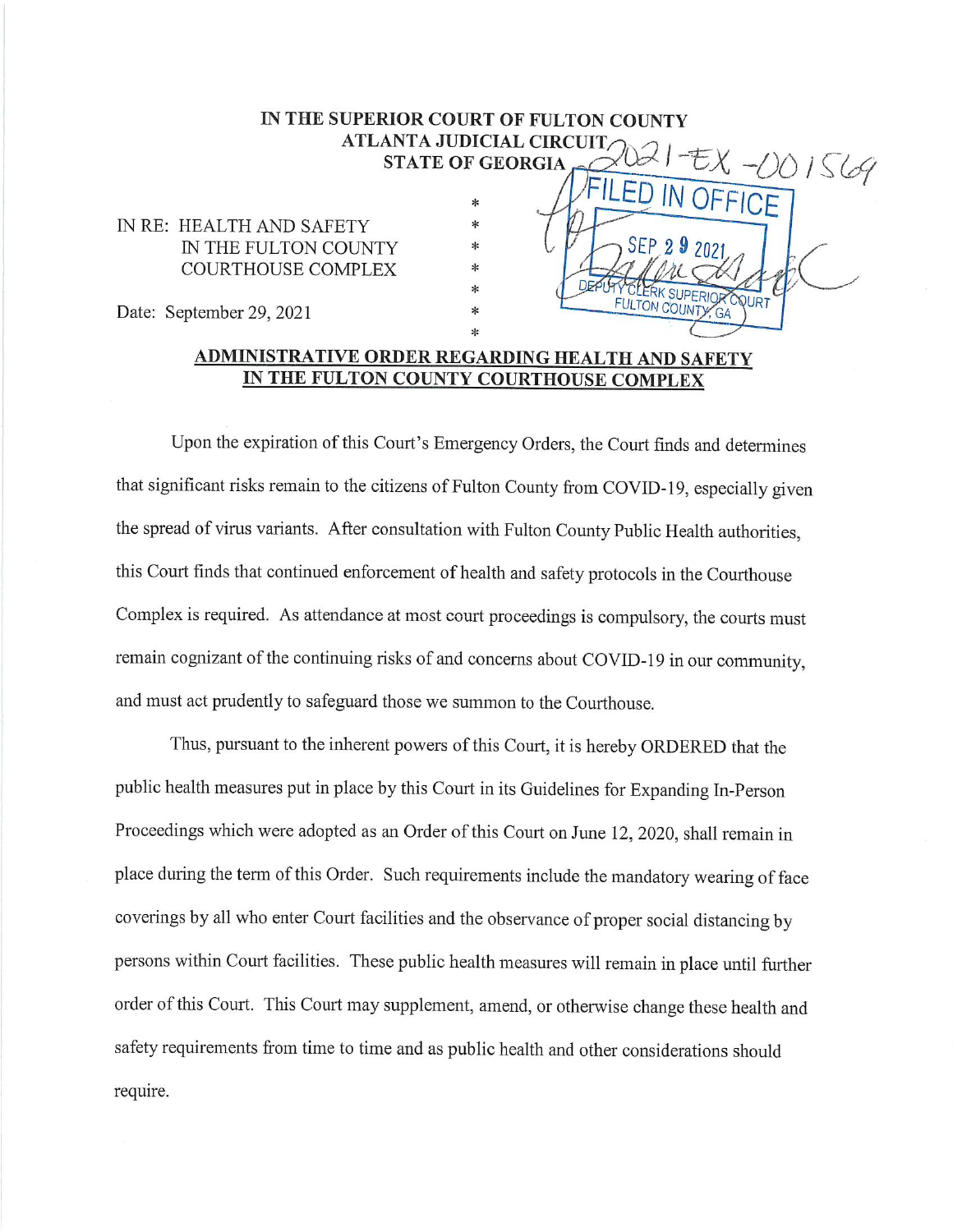**IN THE SUPERIOR COURT OF FULTON COUNTY**
**ATLANTA JUDICIAL CIRCUIT**
**STATE OF GEORGIA**

2021-EX-001569

FILED IN OFFICE
SEP 29 2021
DEPUTY CLERK SUPERIOR COURT
FULTON COUNTY, GA

IN RE: HEALTH AND SAFETY IN THE FULTON COUNTY COURTHOUSE COMPLEX

Date: September 29, 2021

**ADMINISTRATIVE ORDER REGARDING HEALTH AND SAFETY IN THE FULTON COUNTY COURTHOUSE COMPLEX**

Upon the expiration of this Court's Emergency Orders, the Court finds and determines that significant risks remain to the citizens of Fulton County from COVID-19, especially given the spread of virus variants. After consultation with Fulton County Public Health authorities, this Court finds that continued enforcement of health and safety protocols in the Courthouse Complex is required. As attendance at most court proceedings is compulsory, the courts must remain cognizant of the continuing risks of and concerns about COVID-19 in our community, and must act prudently to safeguard those we summon to the Courthouse.

Thus, pursuant to the inherent powers of this Court, it is hereby ORDERED that the public health measures put in place by this Court in its Guidelines for Expanding In-Person Proceedings which were adopted as an Order of this Court on June 12, 2020, shall remain in place during the term of this Order. Such requirements include the mandatory wearing of face coverings by all who enter Court facilities and the observance of proper social distancing by persons within Court facilities. These public health measures will remain in place until further order of this Court. This Court may supplement, amend, or otherwise change these health and safety requirements from time to time and as public health and other considerations should require.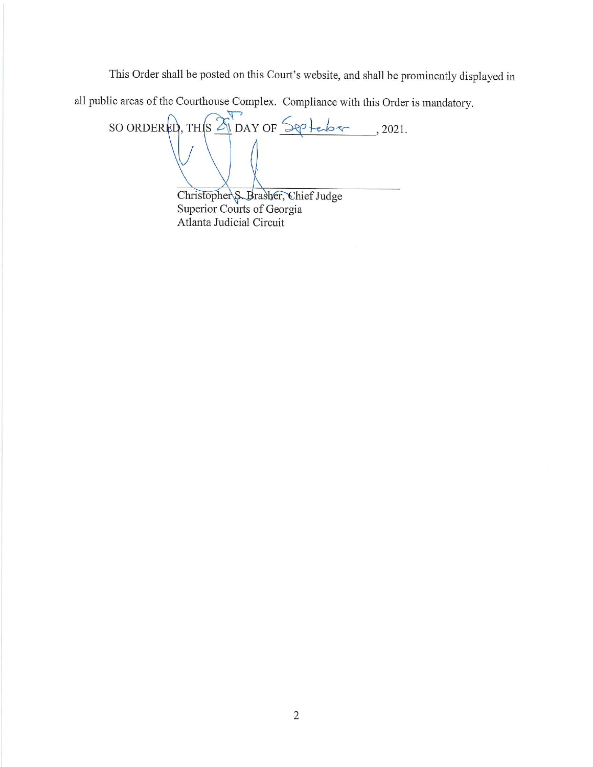This Order shall be posted on this Court's website, and shall be prominently displayed in all public areas of the Courthouse Complex. Compliance with this Order is mandatory.

SO ORDERED, THIS 21 DAY OF September, 2021.

Christopher S. Brasher, Chief Judge
Superior Courts of Georgia
Atlanta Judicial Circuit